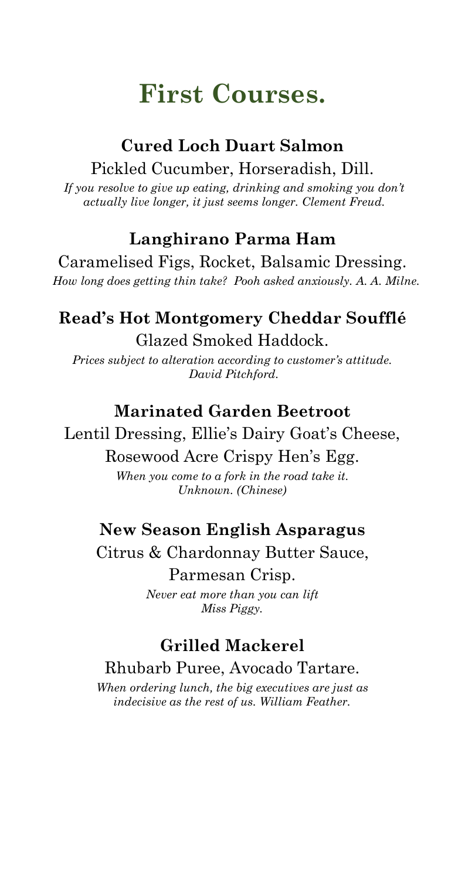# First Courses.

### Cured Loch Duart Salmon

Pickled Cucumber, Horseradish, Dill.

*If you resolve to give up eating, drinking and smoking you don't actually live longer, it just seems longer. Clement Freud.*

### Langhirano Parma Ham

Caramelised Figs, Rocket, Balsamic Dressing.

*How long does getting thin take? Pooh asked anxiously. A. A. Milne.*

### Read's Hot Montgomery Cheddar Soufflé

Glazed Smoked Haddock.

*Prices subject to alteration according to customer's attitude. David Pitchford.*

### Marinated Garden Beetroot

Lentil Dressing, Ellie's Dairy Goat's Cheese, Rosewood Acre Crispy Hen's Egg.

*When you come to a fork in the road take it. Unknown. (Chinese)*

### New Season English Asparagus

Citrus & Chardonnay Butter Sauce, Parmesan Crisp.

*Never eat more than you can lift Miss Piggy.*

### Grilled Mackerel

Rhubarb Puree, Avocado Tartare.

*When ordering lunch, the big executives are just as indecisive as the rest of us. William Feather.*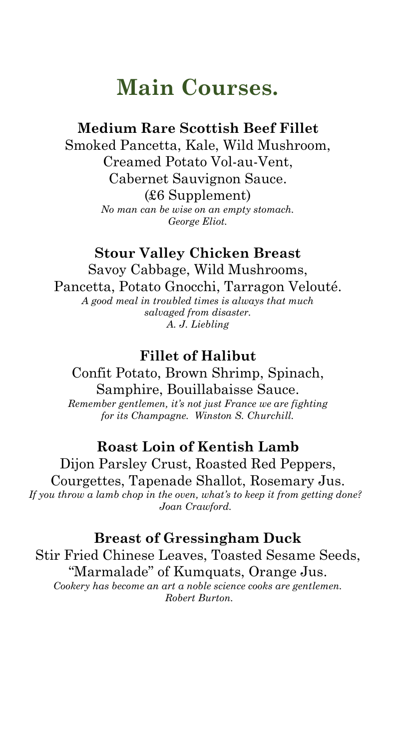# Main Courses.

**Medium Rare Scottish Beef Fillet**

Smoked Pancetta, Kale, Wild Mushroom, Creamed Potato Vol-au-Vent, Cabernet Sauvignon Sauce. (£6 Supplement)

*No man can be wise on an empty stomach. George Eliot.*

**Stour Valley Chicken Breast**

Savoy Cabbage, Wild Mushrooms, Pancetta, Potato Gnocchi, Tarragon Velouté.

*A good meal in troubled times is always that much salvaged from disaster. A. J. Liebling*

**Fillet of Halibut**

Confit Potato, Brown Shrimp, Spinach, Samphire, Bouillabaisse Sauce.

*Remember gentlemen, it's not just France we are fighting for its Champagne. Winston S. Churchill.*

**Roast Loin of Kentish Lamb**

Dijon Parsley Crust, Roasted Red Peppers, Courgettes, Tapenade Shallot, Rosemary Jus.

*If you throw a lamb chop in the oven, what's to keep it from getting done? Joan Crawford.*

**Breast of Gressingham Duck**

Stir Fried Chinese Leaves, Toasted Sesame Seeds, "Marmalade" of Kumquats, Orange Jus.

*Cookery has become an art a noble science cooks are gentlemen. Robert Burton.*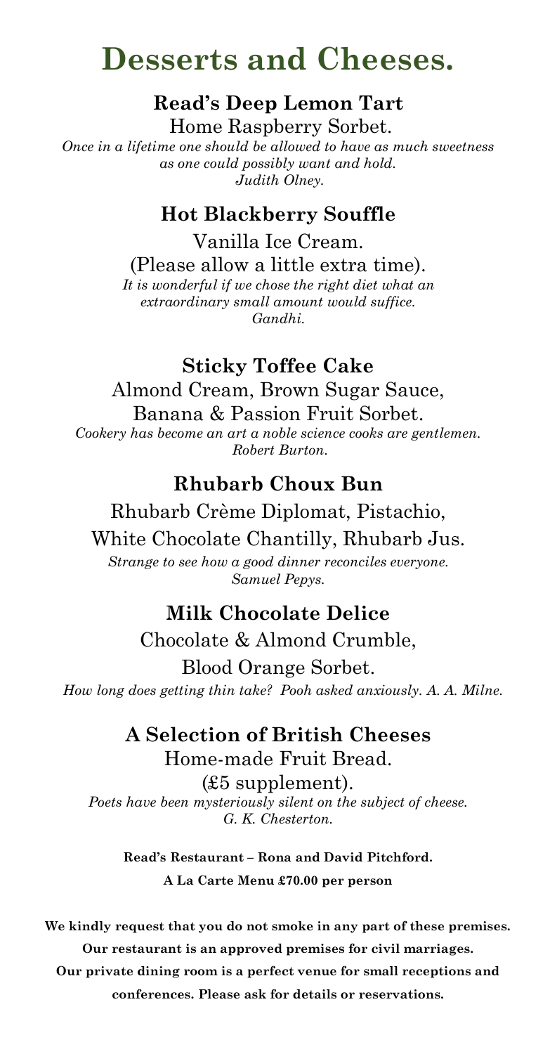# Desserts and Cheeses.

**Read's Deep Lemon Tart**

Home Raspberry Sorbet.

*Once in a lifetime one should be allowed to have as much sweetness as one could possibly want and hold.*
*Judith Olney.*

**Hot Blackberry Souffle**

Vanilla Ice Cream.
(Please allow a little extra time).

*It is wonderful if we chose the right diet what an extraordinary small amount would suffice.*
*Gandhi.*

**Sticky Toffee Cake**

Almond Cream, Brown Sugar Sauce,
Banana & Passion Fruit Sorbet.

*Cookery has become an art a noble science cooks are gentlemen.*
*Robert Burton.*

**Rhubarb Choux Bun**

Rhubarb Crème Diplomat, Pistachio,
White Chocolate Chantilly, Rhubarb Jus.

*Strange to see how a good dinner reconciles everyone.*
*Samuel Pepys.*

**Milk Chocolate Delice**

Chocolate & Almond Crumble,
Blood Orange Sorbet.

*How long does getting thin take? Pooh asked anxiously. A. A. Milne.*

**A Selection of British Cheeses**

Home-made Fruit Bread.
(£5 supplement).

*Poets have been mysteriously silent on the subject of cheese.*
*G. K. Chesterton.*

**Read's Restaurant – Rona and David Pitchford.**

**A La Carte Menu £70.00 per person**

**We kindly request that you do not smoke in any part of these premises.**

**Our restaurant is an approved premises for civil marriages.**

**Our private dining room is a perfect venue for small receptions and conferences. Please ask for details or reservations.**